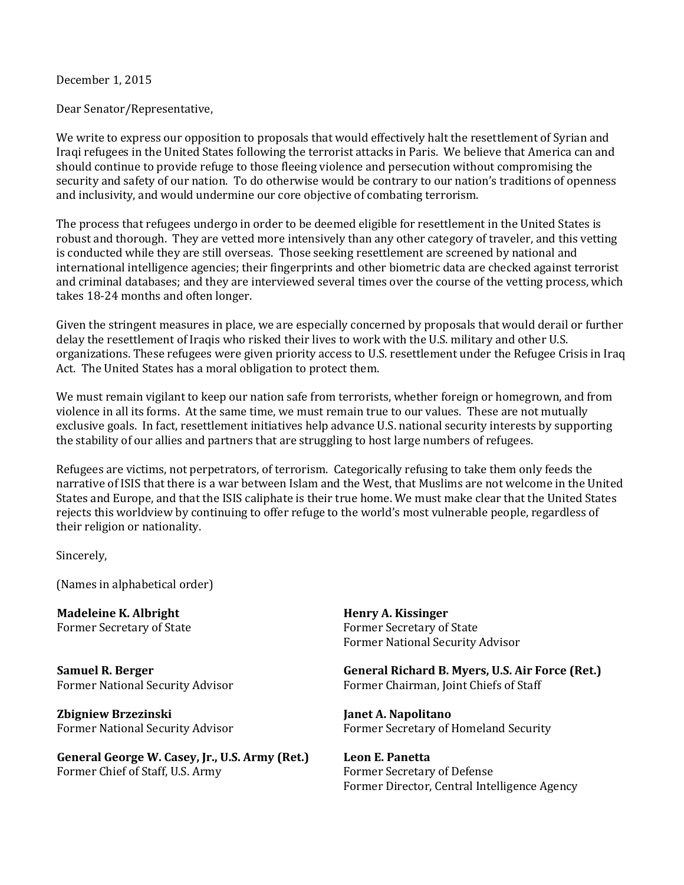December 1, 2015

Dear Senator/Representative,

We write to express our opposition to proposals that would effectively halt the resettlement of Syrian and Iraqi refugees in the United States following the terrorist attacks in Paris. We believe that America can and should continue to provide refuge to those fleeing violence and persecution without compromising the security and safety of our nation. To do otherwise would be contrary to our nation's traditions of openness and inclusivity, and would undermine our core objective of combating terrorism.

The process that refugees undergo in order to be deemed eligible for resettlement in the United States is robust and thorough. They are vetted more intensively than any other category of traveler, and this vetting is conducted while they are still overseas. Those seeking resettlement are screened by national and international intelligence agencies; their fingerprints and other biometric data are checked against terrorist and criminal databases; and they are interviewed several times over the course of the vetting process, which takes 18-24 months and often longer.

Given the stringent measures in place, we are especially concerned by proposals that would derail or further delay the resettlement of Iraqis who risked their lives to work with the U.S. military and other U.S. organizations. These refugees were given priority access to U.S. resettlement under the Refugee Crisis in Iraq Act. The United States has a moral obligation to protect them.

We must remain vigilant to keep our nation safe from terrorists, whether foreign or homegrown, and from violence in all its forms. At the same time, we must remain true to our values. These are not mutually exclusive goals. In fact, resettlement initiatives help advance U.S. national security interests by supporting the stability of our allies and partners that are struggling to host large numbers of refugees.

Refugees are victims, not perpetrators, of terrorism. Categorically refusing to take them only feeds the narrative of ISIS that there is a war between Islam and the West, that Muslims are not welcome in the United States and Europe, and that the ISIS caliphate is their true home. We must make clear that the United States rejects this worldview by continuing to offer refuge to the world's most vulnerable people, regardless of their religion or nationality.

Sincerely,

(Names in alphabetical order)

**Madeleine K. Albright**
Former Secretary of State

**Samuel R. Berger**
Former National Security Advisor

**Zbigniew Brzezinski**
Former National Security Advisor

**General George W. Casey, Jr., U.S. Army (Ret.)**
Former Chief of Staff, U.S. Army

**Henry A. Kissinger**
Former Secretary of State
Former National Security Advisor

**General Richard B. Myers, U.S. Air Force (Ret.)**
Former Chairman, Joint Chiefs of Staff

**Janet A. Napolitano**
Former Secretary of Homeland Security

**Leon E. Panetta**
Former Secretary of Defense
Former Director, Central Intelligence Agency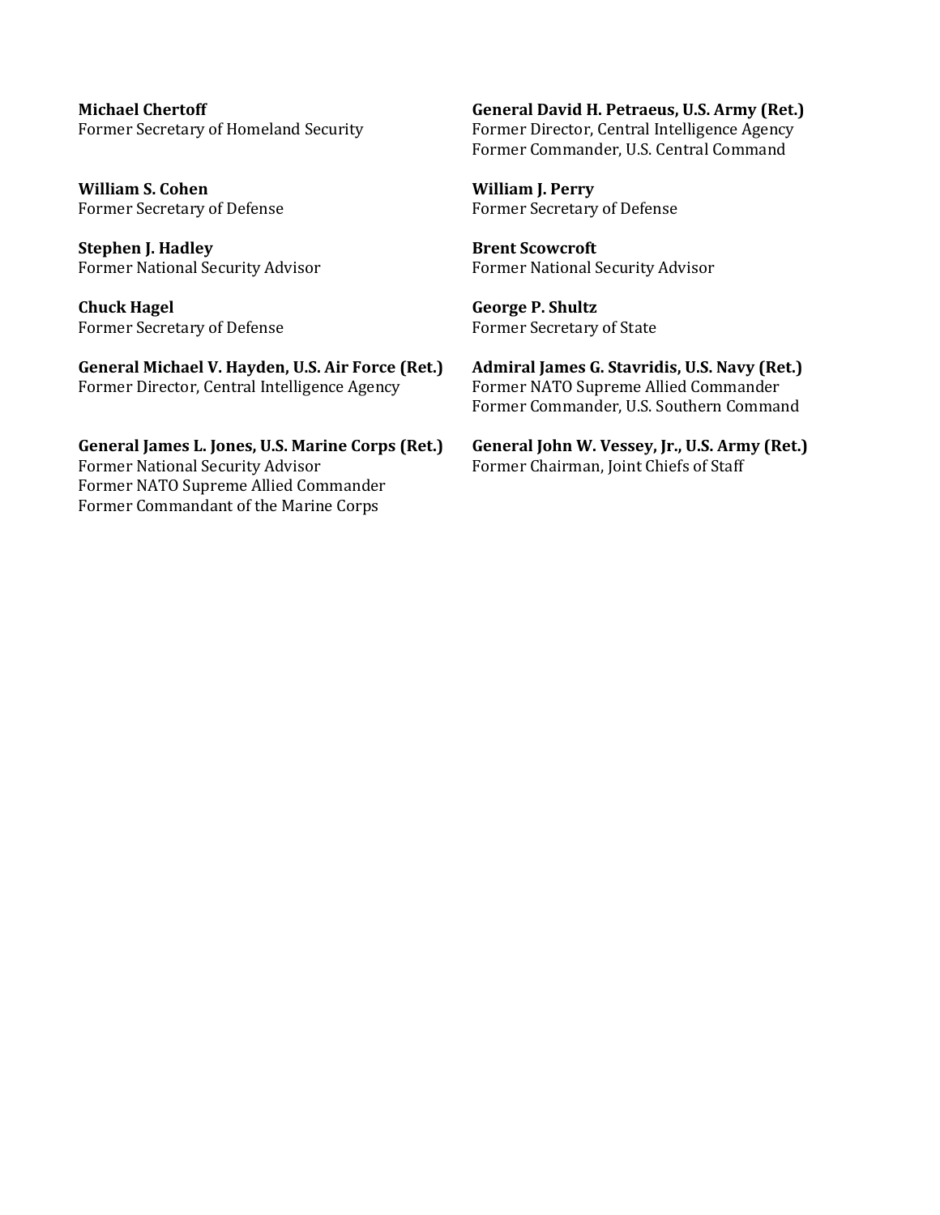**Michael Chertoff**
Former Secretary of Homeland Security

**William S. Cohen**
Former Secretary of Defense

**Stephen J. Hadley**
Former National Security Advisor

**Chuck Hagel**
Former Secretary of Defense

**General Michael V. Hayden, U.S. Air Force (Ret.)**
Former Director, Central Intelligence Agency

**General James L. Jones, U.S. Marine Corps (Ret.)**
Former National Security Advisor
Former NATO Supreme Allied Commander
Former Commandant of the Marine Corps

**General David H. Petraeus, U.S. Army (Ret.)**
Former Director, Central Intelligence Agency
Former Commander, U.S. Central Command

**William J. Perry**
Former Secretary of Defense

**Brent Scowcroft**
Former National Security Advisor

**George P. Shultz**
Former Secretary of State

**Admiral James G. Stavridis, U.S. Navy (Ret.)**
Former NATO Supreme Allied Commander
Former Commander, U.S. Southern Command

**General John W. Vessey, Jr., U.S. Army (Ret.)**
Former Chairman, Joint Chiefs of Staff